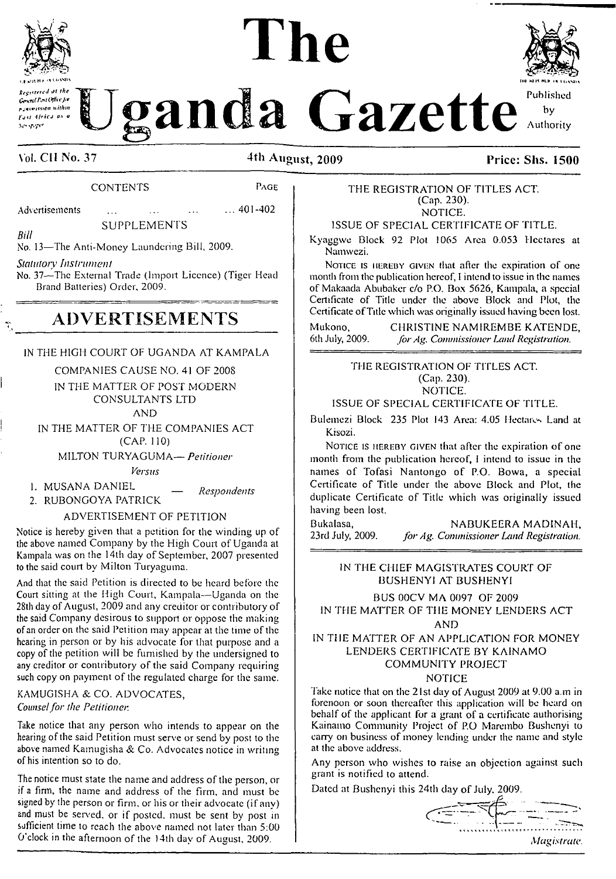# The Uganda Gazette

Registered at the General Post Office for transmission within East Africa as a Newspaper

Published by Authority

Vol. CII No. 37 — 4th August, 2009 — Price: Shs. 1500

CONTENTS — PAGE

Advertisements ... ... ... ... 401-402

SUPPLEMENTS

*Bill*

No. 13—The Anti-Money Laundering Bill, 2009.

*Statutory Instrument*

No. 37—The External Trade (Import Licence) (Tiger Head Brand Batteries) Order, 2009.

## ADVERTISEMENTS

IN THE HIGH COURT OF UGANDA AT KAMPALA

COMPANIES CAUSE NO. 41 OF 2008

IN THE MATTER OF POST MODERN CONSULTANTS LTD

AND

IN THE MATTER OF THE COMPANIES ACT (CAP. 110)

MILTON TURYAGUMA— *Petitioner*

*Versus*

1. MUSANA DANIEL
2. RUBONGOYA PATRICK

— *Respondents*

ADVERTISEMENT OF PETITION

Notice is hereby given that a petition for the winding up of the above named Company by the High Court of Uganda at Kampala was on the 14th day of September, 2007 presented to the said court by Milton Turyaguma.

And that the said Petition is directed to be heard before the Court sitting at the High Court, Kampala—Uganda on the 28th day of August, 2009 and any creditor or contributory of the said Company desirous to support or oppose the making of an order on the said Petition may appear at the time of the hearing in person or by his advocate for that purpose and a copy of the petition will be furnished by the undersigned to any creditor or contributory of the said Company requiring such copy on payment of the regulated charge for the same.

KAMUGISHA & CO. ADVOCATES,
*Counsel for the Petitioner.*

Take notice that any person who intends to appear on the hearing of the said Petition must serve or send by post to the above named Kamugisha & Co. Advocates notice in writing of his intention so to do.

The notice must state the name and address of the person, or if a firm, the name and address of the firm, and must be signed by the person or firm, or his or their advocate (if any) and must be served, or if posted, must be sent by post in sufficient time to reach the above named not later than 5:00 O'clock in the afternoon of the 14th day of August, 2009.

---

THE REGISTRATION OF TITLES ACT.
(Cap. 230).
NOTICE.

ISSUE OF SPECIAL CERTIFICATE OF TITLE.

Kyaggwe Block 92 Plot 1065 Area 0.053 Hectares at Namwezi.

NOTICE IS HEREBY GIVEN that after the expiration of one month from the publication hereof, I intend to issue in the names of Makaada Abubaker c/o P.O. Box 5626, Kampala, a special Certificate of Title under the above Block and Plot, the Certificate of Title which was originally issued having been lost.

Mukono,
6th July, 2009.

CHRISTINE NAMIREMBE KATENDE,
*for Ag. Commissioner Land Registration.*

---

THE REGISTRATION OF TITLES ACT.
(Cap. 230).
NOTICE.

ISSUE OF SPECIAL CERTIFICATE OF TITLE.

Bulemezi Block 235 Plot 143 Area: 4.05 Hectares Land at Kisozi.

NOTICE IS HEREBY GIVEN that after the expiration of one month from the publication hereof, I intend to issue in the names of Tofasi Nantongo of P.O. Bowa, a special Certificate of Title under the above Block and Plot, the duplicate Certificate of Title which was originally issued having been lost.

Bukalasa,
23rd July, 2009.

NABUKEERA MADINAH,
*for Ag. Commissioner Land Registration.*

---

IN THE CHIEF MAGISTRATES COURT OF BUSHENYI AT BUSHENYI

BUS 00CV MA 0097 OF 2009

IN THE MATTER OF THE MONEY LENDERS ACT

AND

IN THE MATTER OF AN APPLICATION FOR MONEY LENDERS CERTIFICATE BY KAINAMO COMMUNITY PROJECT

NOTICE

Take notice that on the 21st day of August 2009 at 9.00 a.m in forenoon or soon thereafter this application will be heard on behalf of the applicant for a grant of a certificate authorising Kainamo Community Project of P.O Marembo Bushenyi to carry on business of money lending under the name and style at the above address.

Any person who wishes to raise an objection against such grant is notified to attend.

Dated at Bushenyi this 24th day of July, 2009.

*Magistrate.*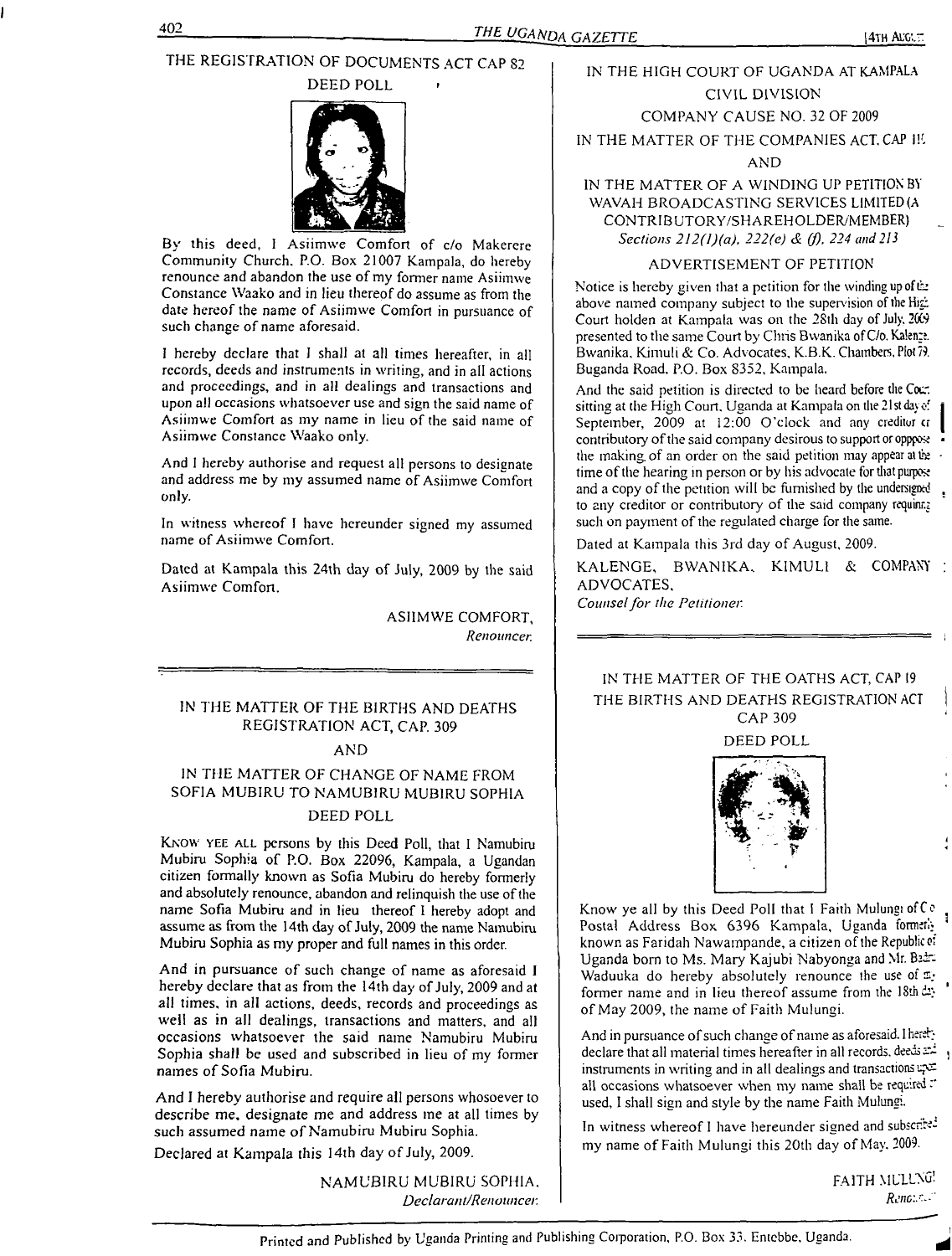THE REGISTRATION OF DOCUMENTS ACT CAP 82

DEED POLL

By this deed, I Asiimwe Comfort of c/o Makerere Community Church, P.O. Box 21007 Kampala, do hereby renounce and abandon the use of my former name Asiimwe Constance Waako and in lieu thereof do assume as from the date hereof the name of Asiimwe Comfort in pursuance of such change of name aforesaid.

I hereby declare that I shall at all times hereafter, in all records, deeds and instruments in writing, and in all actions and proceedings, and in all dealings and transactions and upon all occasions whatsoever use and sign the said name of Asiimwe Comfort as my name in lieu of the said name of Asiimwe Constance Waako only.

And I hereby authorise and request all persons to designate and address me by my assumed name of Asiimwe Comfort only.

In witness whereof I have hereunder signed my assumed name of Asiimwe Comfort.

Dated at Kampala this 24th day of July, 2009 by the said Asiimwe Comfort.

ASIIMWE COMFORT,
*Renouncer.*

---

IN THE MATTER OF THE BIRTHS AND DEATHS REGISTRATION ACT, CAP. 309

AND

IN THE MATTER OF CHANGE OF NAME FROM SOFIA MUBIRU TO NAMUBIRU MUBIRU SOPHIA

DEED POLL

KNOW YEE ALL persons by this Deed Poll, that I Namubiru Mubiru Sophia of P.O. Box 22096, Kampala, a Ugandan citizen formally known as Sofia Mubiru do hereby formerly and absolutely renounce, abandon and relinquish the use of the name Sofia Mubiru and in lieu thereof I hereby adopt and assume as from the 14th day of July, 2009 the name Namubiru Mubiru Sophia as my proper and full names in this order.

And in pursuance of such change of name as aforesaid I hereby declare that as from the 14th day of July, 2009 and at all times, in all actions, deeds, records and proceedings as well as in all dealings, transactions and matters, and all occasions whatsoever the said name Namubiru Mubiru Sophia shall be used and subscribed in lieu of my former names of Sofia Mubiru.

And I hereby authorise and require all persons whosoever to describe me, designate me and address me at all times by such assumed name of Namubiru Mubiru Sophia.

Declared at Kampala this 14th day of July, 2009.

NAMUBIRU MUBIRU SOPHIA,
*Declarant/Renouncer.*

---

IN THE HIGH COURT OF UGANDA AT KAMPALA

CIVIL DIVISION

COMPANY CAUSE NO. 32 OF 2009

IN THE MATTER OF THE COMPANIES ACT, CAP 110

AND

IN THE MATTER OF A WINDING UP PETITION BY WAVAH BROADCASTING SERVICES LIMITED (A CONTRIBUTORY/SHAREHOLDER/MEMBER)

*Sections 212(1)(a), 222(e) & (f), 224 and 213*

ADVERTISEMENT OF PETITION

Notice is hereby given that a petition for the winding up of the above named company subject to the supervision of the High Court holden at Kampala was on the 28th day of July, 2009 presented to the same Court by Chris Bwanika of C/o. Kalenge, Bwanika, Kimuli & Co. Advocates, K.B.K. Chambers, Plot 79, Buganda Road, P.O. Box 8352, Kampala.

And the said petition is directed to be heard before the Court sitting at the High Court, Uganda at Kampala on the 21st day of September, 2009 at 12:00 O'clock and any creditor or contributory of the said company desirous to support or oppose the making of an order on the said petition may appear at the time of the hearing in person or by his advocate for that purpose and a copy of the petition will be furnished by the undersigned to any creditor or contributory of the said company requiring such on payment of the regulated charge for the same.

Dated at Kampala this 3rd day of August, 2009.

KALENGE, BWANIKA, KIMULI & COMPANY ADVOCATES,
*Counsel for the Petitioner.*

---

IN THE MATTER OF THE OATHS ACT, CAP 19

THE BIRTHS AND DEATHS REGISTRATION ACT CAP 309

DEED POLL

Know ye all by this Deed Poll that I Faith Mulungi of C/o Postal Address Box 6396 Kampala, Uganda formerly known as Faridah Nawampande, a citizen of the Republic of Uganda born to Ms. Mary Kajubi Nabyonga and Mr. Badru Waduuka do hereby absolutely renounce the use of my former name and in lieu thereof assume from the 18th day of May 2009, the name of Faith Mulungi.

And in pursuance of such change of name as aforesaid, I hereby declare that all material times hereafter in all records, deeds and instruments in writing and in all dealings and transactions upon all occasions whatsoever when my name shall be required to be used, I shall sign and style by the name Faith Mulungi.

In witness whereof I have hereunder signed and subscribed my name of Faith Mulungi this 20th day of May, 2009.

FAITH MULUNGI
*Renouncer.*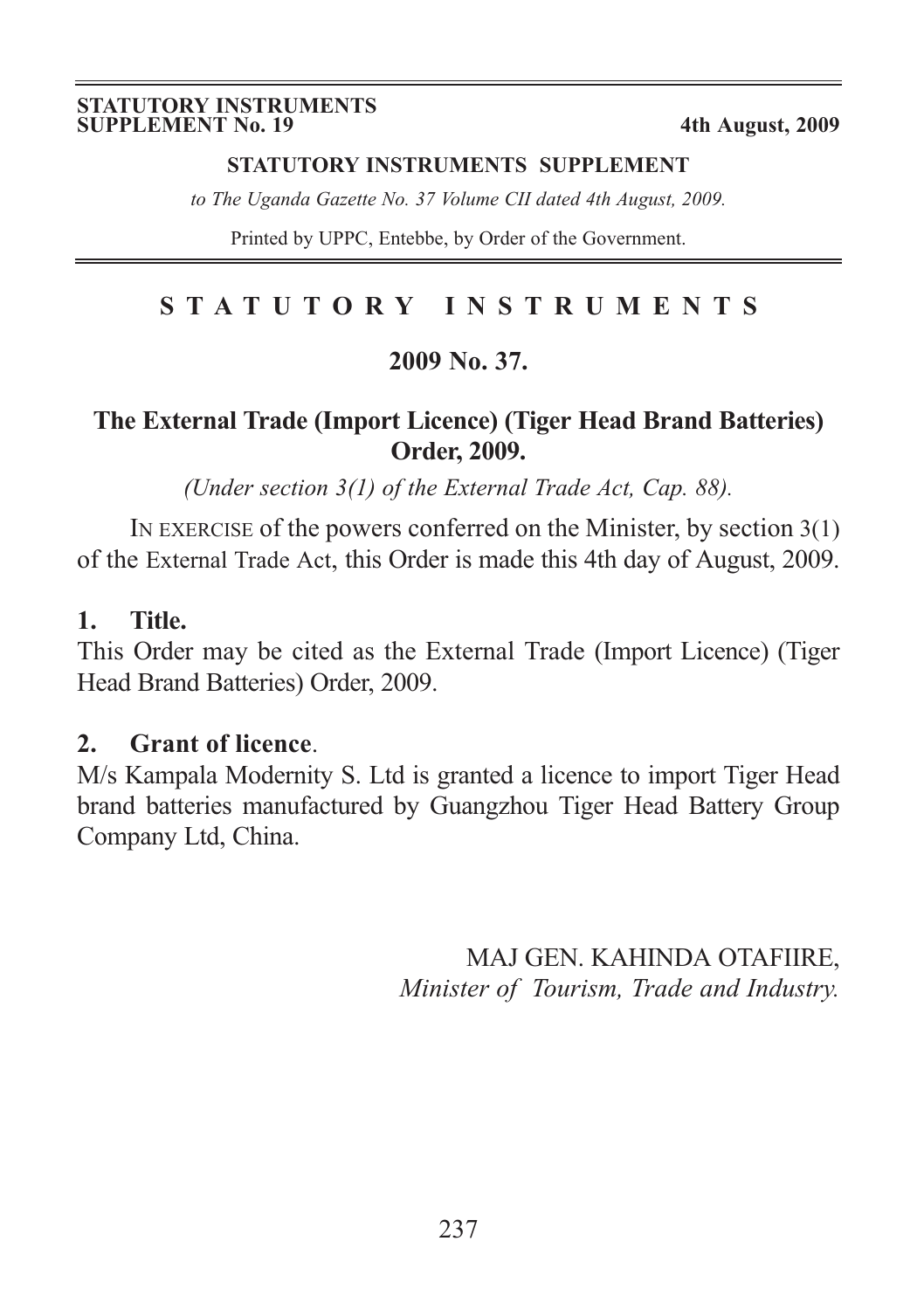**STATUTORY INSTRUMENTS SUPPLEMENT No. 19** **4th August, 2009**

**STATUTORY INSTRUMENTS SUPPLEMENT**

*to The Uganda Gazette No. 37 Volume CII dated 4th August, 2009.*

Printed by UPPC, Entebbe, by Order of the Government.

# STATUTORY INSTRUMENTS

## 2009 No. 37.

## The External Trade (Import Licence) (Tiger Head Brand Batteries) Order, 2009.

*(Under section 3(1) of the External Trade Act, Cap. 88).*

IN EXERCISE of the powers conferred on the Minister, by section 3(1) of the External Trade Act, this Order is made this 4th day of August, 2009.

**1. Title.**

This Order may be cited as the External Trade (Import Licence) (Tiger Head Brand Batteries) Order, 2009.

**2. Grant of licence**.

M/s Kampala Modernity S. Ltd is granted a licence to import Tiger Head brand batteries manufactured by Guangzhou Tiger Head Battery Group Company Ltd, China.

MAJ GEN. KAHINDA OTAFIIRE,
*Minister of Tourism, Trade and Industry.*